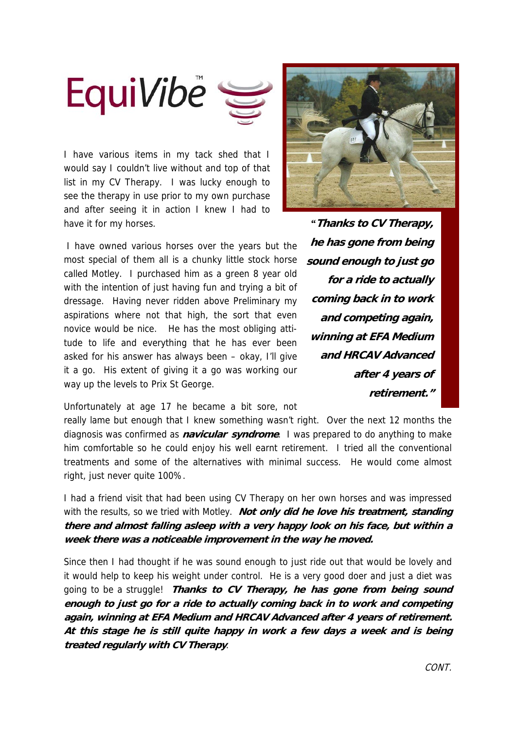# EquiVibe™

I have various items in my tack shed that I would say I couldn't live without and top of that list in my CV Therapy. I was lucky enough to see the therapy in use prior to my own purchase and after seeing it in action I knew I had to have it for my horses.

I have owned various horses over the years but the most special of them all is a chunky little stock horse called Motley. I purchased him as a green 8 year old with the intention of just having fun and trying a bit of dressage. Having never ridden above Preliminary my aspirations where not that high, the sort that even novice would be nice. He has the most obliging attitude to life and everything that he has ever been asked for his answer has always been – okay, I'll give it a go. His extent of giving it a go was working our way up the levels to Prix St George.

***"Thanks to CV Therapy, he has gone from being sound enough to just go for a ride to actually coming back in to work and competing again, winning at EFA Medium and HRCAV Advanced after 4 years of retirement."***

Unfortunately at age 17 he became a bit sore, not really lame but enough that I knew something wasn't right. Over the next 12 months the diagnosis was confirmed as ***navicular syndrome***. I was prepared to do anything to make him comfortable so he could enjoy his well earnt retirement. I tried all the conventional treatments and some of the alternatives with minimal success. He would come almost right, just never quite 100%.

I had a friend visit that had been using CV Therapy on her own horses and was impressed with the results, so we tried with Motley. ***Not only did he love his treatment, standing there and almost falling asleep with a very happy look on his face, but within a week there was a noticeable improvement in the way he moved.***

Since then I had thought if he was sound enough to just ride out that would be lovely and it would help to keep his weight under control. He is a very good doer and just a diet was going to be a struggle! ***Thanks to CV Therapy, he has gone from being sound enough to just go for a ride to actually coming back in to work and competing again, winning at EFA Medium and HRCAV Advanced after 4 years of retirement. At this stage he is still quite happy in work a few days a week and is being treated regularly with CV Therapy***.

*CONT.*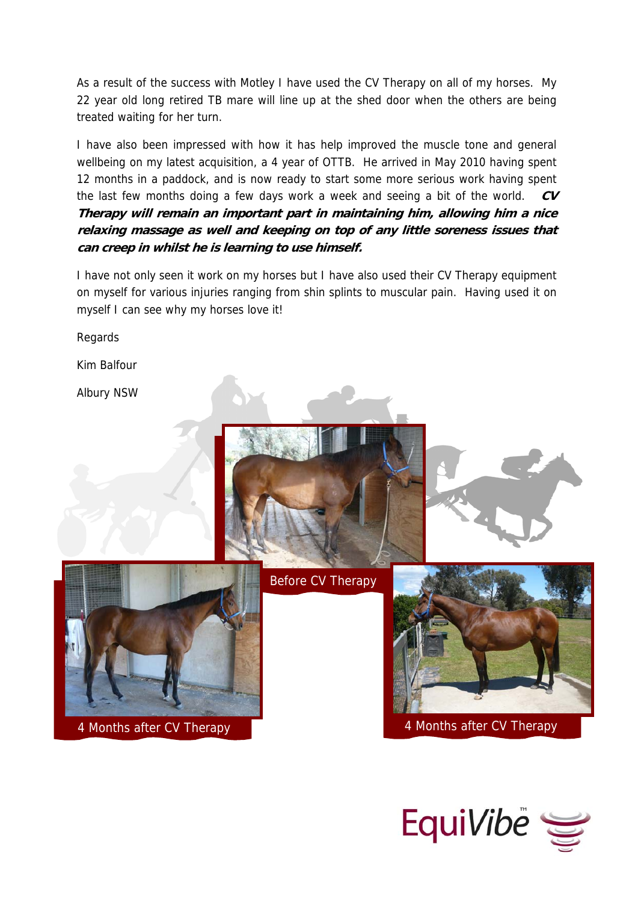As a result of the success with Motley I have used the CV Therapy on all of my horses. My 22 year old long retired TB mare will line up at the shed door when the others are being treated waiting for her turn.

I have also been impressed with how it has help improved the muscle tone and general wellbeing on my latest acquisition, a 4 year of OTTB. He arrived in May 2010 having spent 12 months in a paddock, and is now ready to start some more serious work having spent the last few months doing a few days work a week and seeing a bit of the world. ***CV Therapy will remain an important part in maintaining him, allowing him a nice relaxing massage as well and keeping on top of any little soreness issues that can creep in whilst he is learning to use himself.***

I have not only seen it work on my horses but I have also used their CV Therapy equipment on myself for various injuries ranging from shin splints to muscular pain. Having used it on myself I can see why my horses love it!

Regards

Kim Balfour

Albury NSW

Before CV Therapy

4 Months after CV Therapy

4 Months after CV Therapy

EquiVibe™